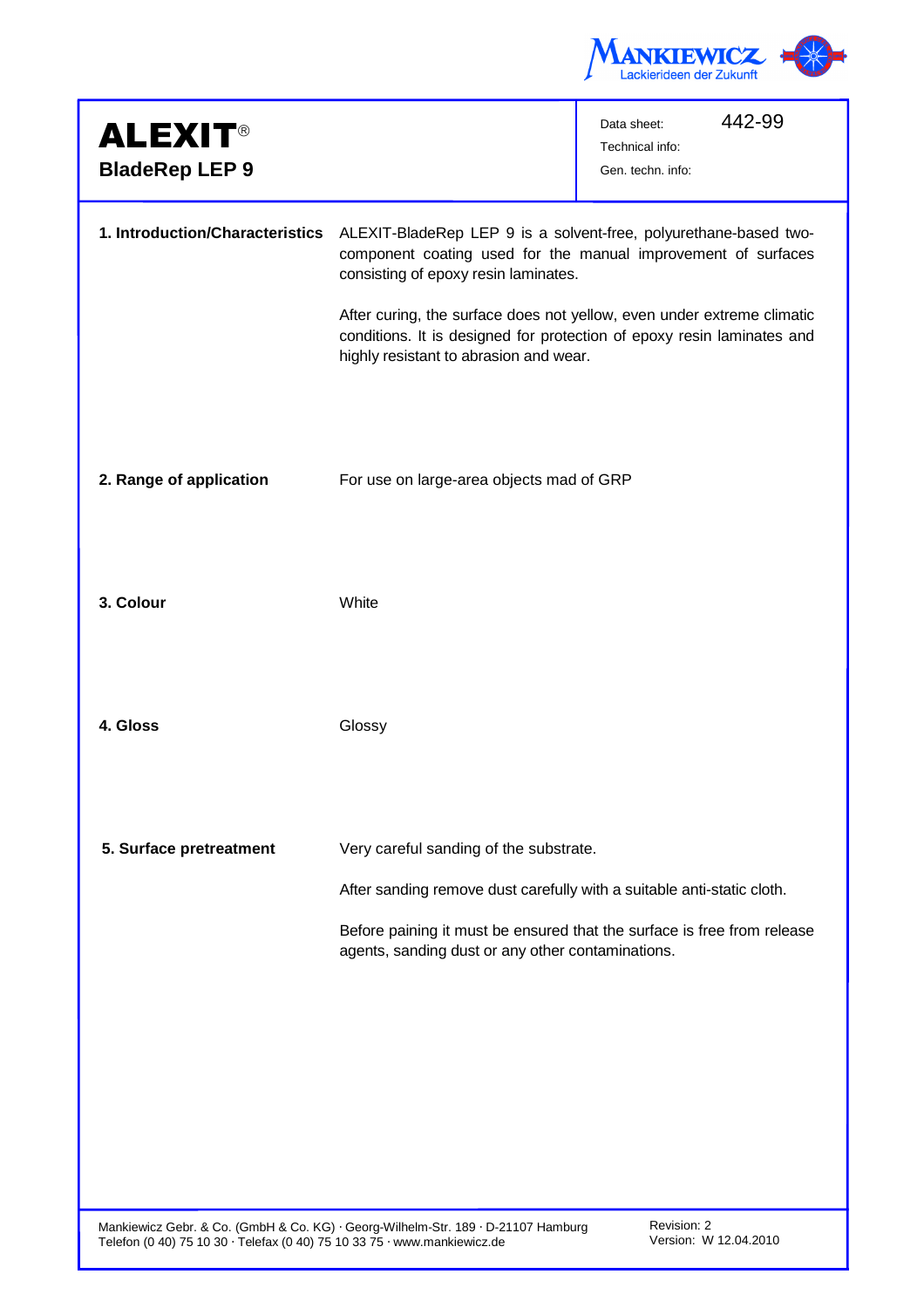# ALEXIT®

## BladeRep LEP 9

Data sheet: 442-99
Technical info:
Gen. techn. info:

**1. Introduction/Characteristics**

ALEXIT-BladeRep LEP 9 is a solvent-free, polyurethane-based two-component coating used for the manual improvement of surfaces consisting of epoxy resin laminates.

After curing, the surface does not yellow, even under extreme climatic conditions. It is designed for protection of epoxy resin laminates and highly resistant to abrasion and wear.

**2. Range of application**

For use on large-area objects mad of GRP

**3. Colour**

White

**4. Gloss**

Glossy

**5. Surface pretreatment**

Very careful sanding of the substrate.

After sanding remove dust carefully with a suitable anti-static cloth.

Before paining it must be ensured that the surface is free from release agents, sanding dust or any other contaminations.

Mankiewicz Gebr. & Co. (GmbH & Co. KG) · Georg-Wilhelm-Str. 189 · D-21107 Hamburg
Telefon (0 40) 75 10 30 · Telefax (0 40) 75 10 33 75 · www.mankiewicz.de

Revision: 2
Version: W 12.04.2010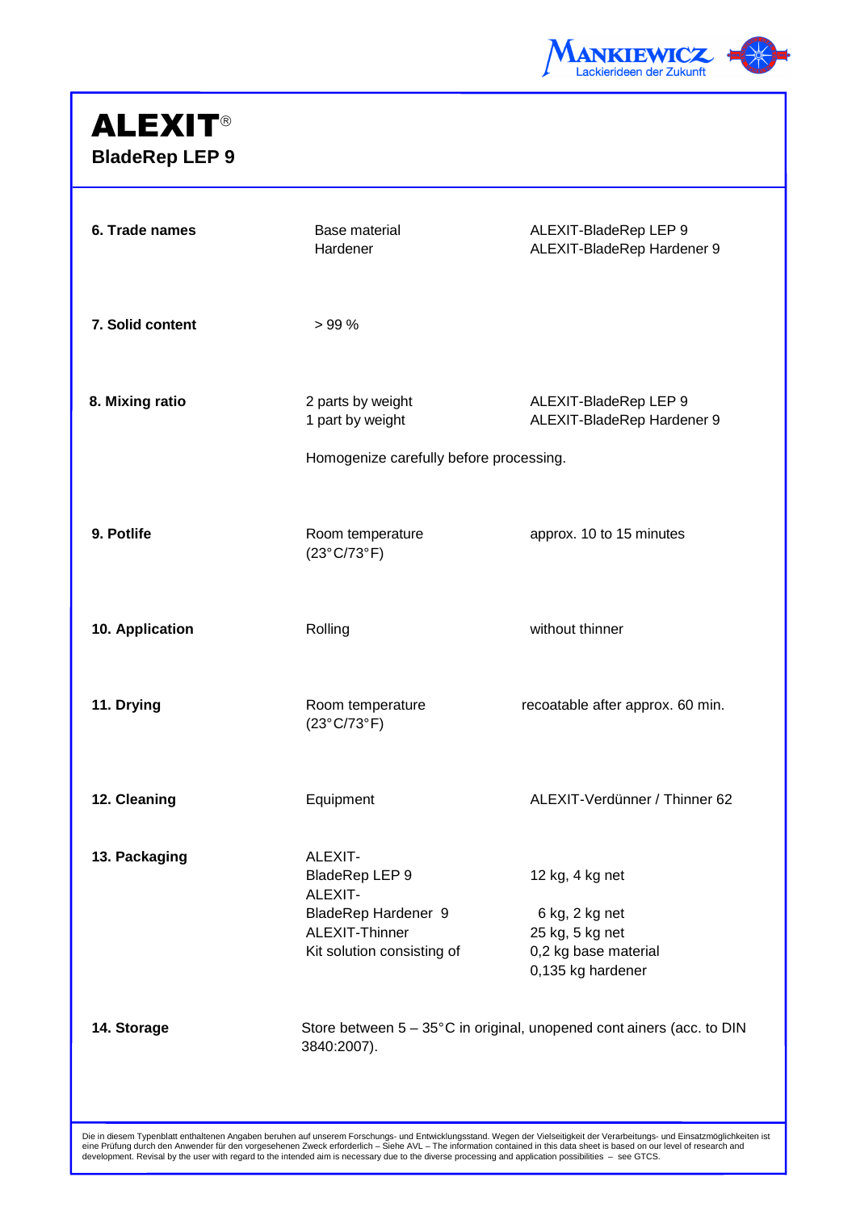# ALEXIT®

## BladeRep LEP 9

| | | |
|---|---|---|
| **6. Trade names** | Base material<br>Hardener | ALEXIT-BladeRep LEP 9<br>ALEXIT-BladeRep Hardener 9 |
| **7. Solid content** | > 99 % | |
| **8. Mixing ratio** | 2 parts by weight<br>1 part by weight | ALEXIT-BladeRep LEP 9<br>ALEXIT-BladeRep Hardener 9 |
| | Homogenize carefully before processing. | |
| **9. Potlife** | Room temperature (23°C/73°F) | approx. 10 to 15 minutes |
| **10. Application** | Rolling | without thinner |
| **11. Drying** | Room temperature (23°C/73°F) | recoatable after approx. 60 min. |
| **12. Cleaning** | Equipment | ALEXIT-Verdünner / Thinner 62 |
| **13. Packaging** | ALEXIT-BladeRep LEP 9 | 12 kg, 4 kg net |
| | ALEXIT-BladeRep Hardener 9 | 6 kg, 2 kg net |
| | ALEXIT-Thinner | 25 kg, 5 kg net |
| | Kit solution consisting of | 0,2 kg base material<br>0,135 kg hardener |
| **14. Storage** | Store between 5 – 35°C in original, unopened containers (acc. to DIN 3840:2007). | |

Die in diesem Typenblatt enthaltenen Angaben beruhen auf unserem Forschungs- und Entwicklungsstand. Wegen der Vielseitigkeit der Verarbeitungs- und Einsatzmöglichkeiten ist eine Prüfung durch den Anwender für den vorgesehenen Zweck erforderlich – Siehe AVL – The information contained in this data sheet is based on our level of research and development. Revisal by the user with regard to the intended aim is necessary due to the diverse processing and application possibilities – see GTCS.